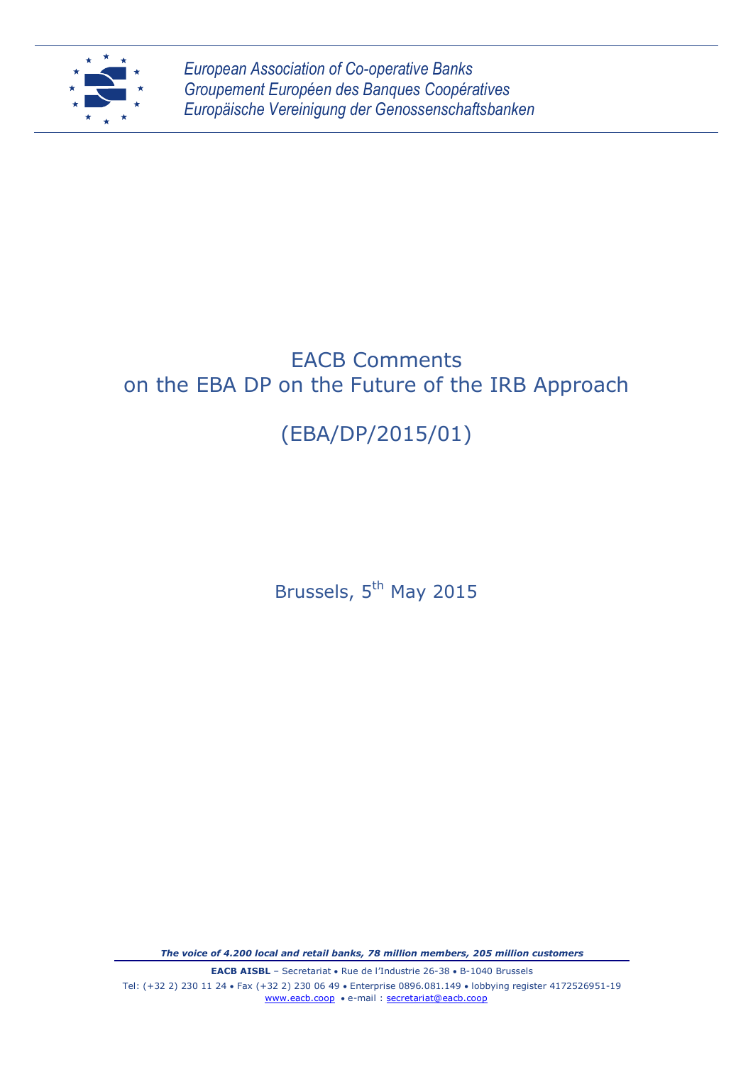*European Association of Co-operative Banks*
*Groupement Européen des Banques Coopératives*
*Europäische Vereinigung der Genossenschaftsbanken*

# EACB Comments on the EBA DP on the Future of the IRB Approach

## (EBA/DP/2015/01)

Brussels, 5th May 2015

***The voice of 4.200 local and retail banks, 78 million members, 205 million customers***

**EACB AISBL** – Secretariat • Rue de l'Industrie 26-38 • B-1040 Brussels
Tel: (+32 2) 230 11 24 • Fax (+32 2) 230 06 49 • Enterprise 0896.081.149 • lobbying register 4172526951-19
www.eacb.coop • e-mail : secretariat@eacb.coop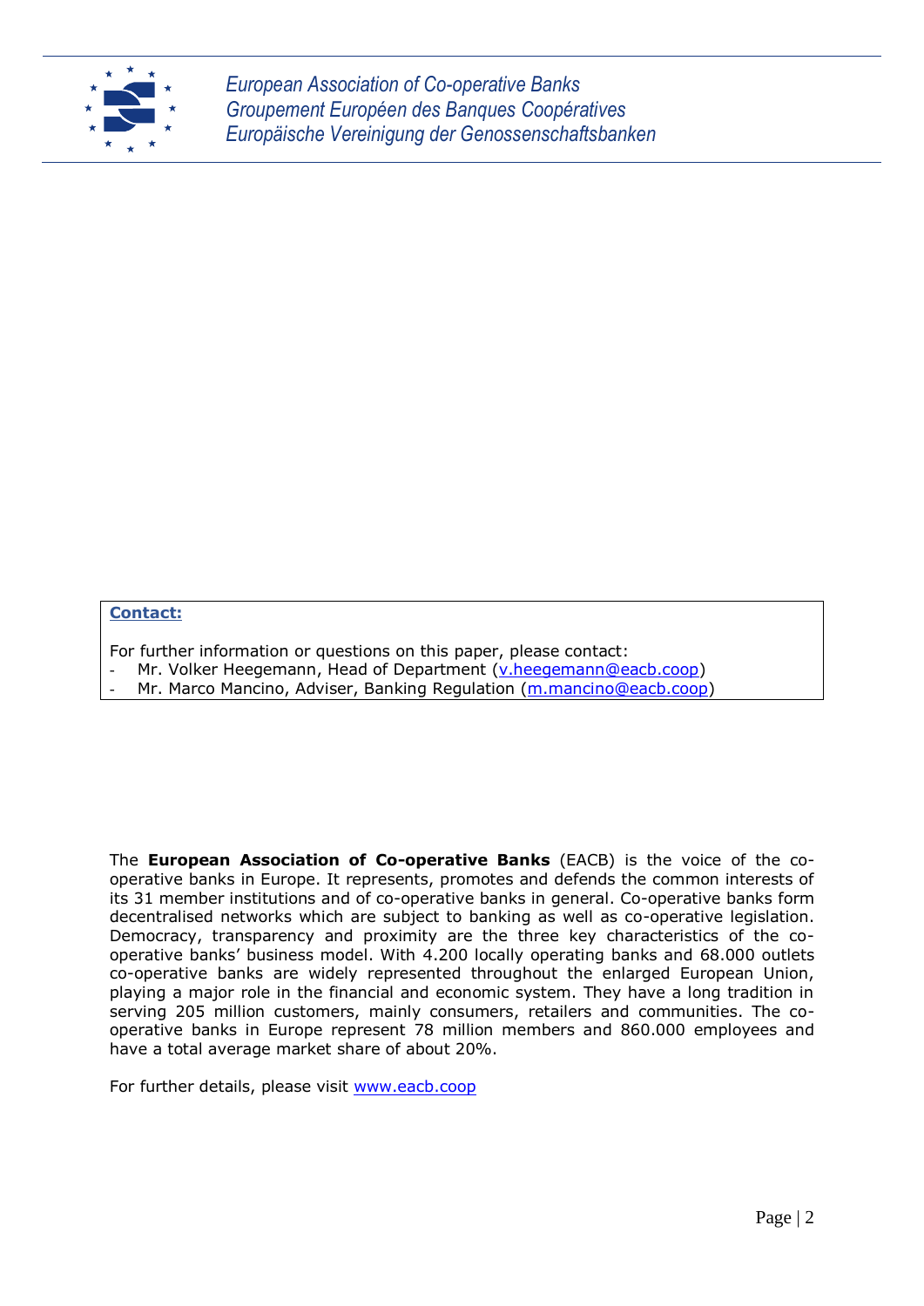*European Association of Co-operative Banks*
*Groupement Européen des Banques Coopératives*
*Europäische Vereinigung der Genossenschaftsbanken*

**Contact:**

For further information or questions on this paper, please contact:

- Mr. Volker Heegemann, Head of Department (v.heegemann@eacb.coop)
- Mr. Marco Mancino, Adviser, Banking Regulation (m.mancino@eacb.coop)

The **European Association of Co-operative Banks** (EACB) is the voice of the co-operative banks in Europe. It represents, promotes and defends the common interests of its 31 member institutions and of co-operative banks in general. Co-operative banks form decentralised networks which are subject to banking as well as co-operative legislation. Democracy, transparency and proximity are the three key characteristics of the co-operative banks' business model. With 4.200 locally operating banks and 68.000 outlets co-operative banks are widely represented throughout the enlarged European Union, playing a major role in the financial and economic system. They have a long tradition in serving 205 million customers, mainly consumers, retailers and communities. The co-operative banks in Europe represent 78 million members and 860.000 employees and have a total average market share of about 20%.

For further details, please visit www.eacb.coop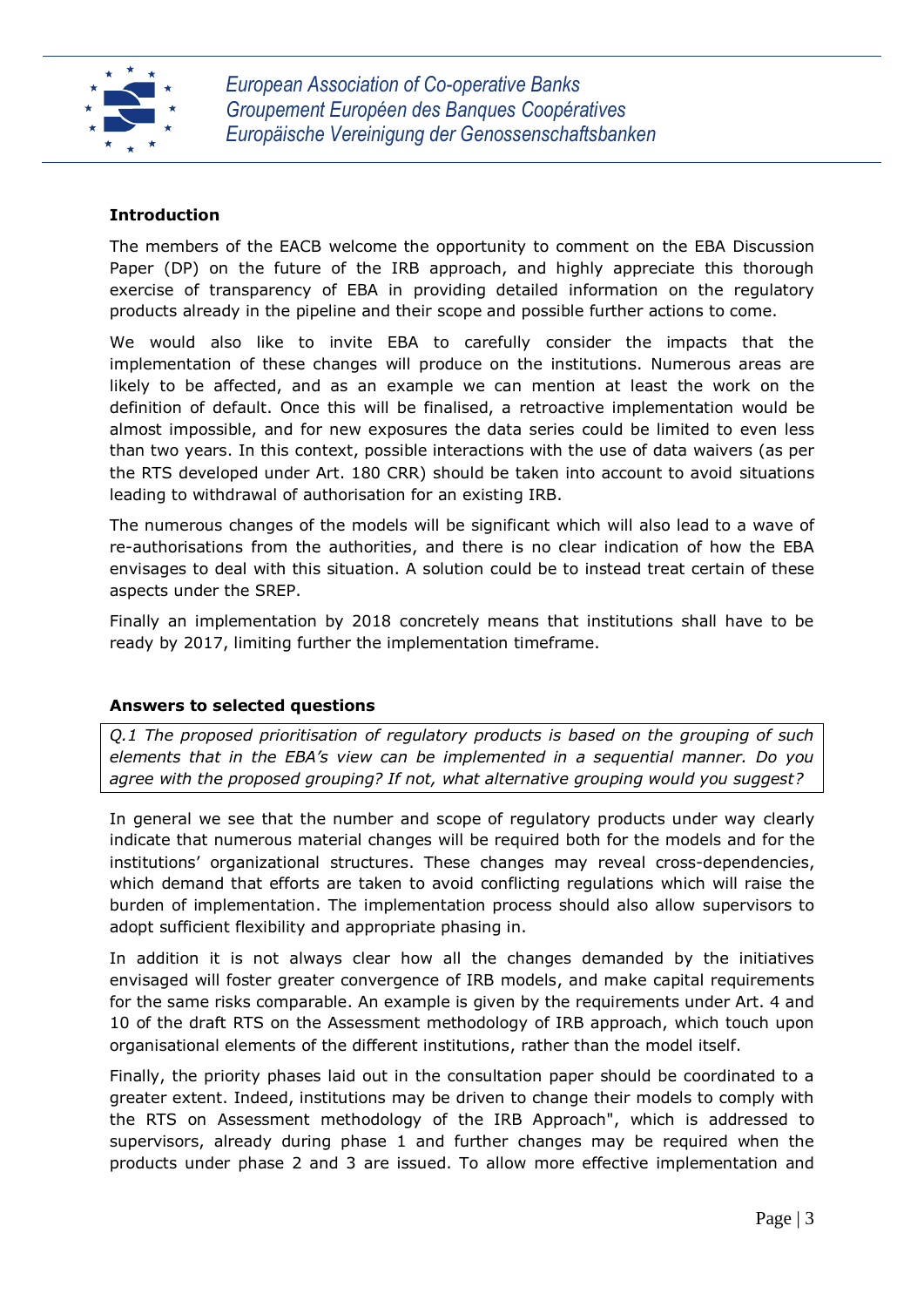**Introduction**

The members of the EACB welcome the opportunity to comment on the EBA Discussion Paper (DP) on the future of the IRB approach, and highly appreciate this thorough exercise of transparency of EBA in providing detailed information on the regulatory products already in the pipeline and their scope and possible further actions to come.

We would also like to invite EBA to carefully consider the impacts that the implementation of these changes will produce on the institutions. Numerous areas are likely to be affected, and as an example we can mention at least the work on the definition of default. Once this will be finalised, a retroactive implementation would be almost impossible, and for new exposures the data series could be limited to even less than two years. In this context, possible interactions with the use of data waivers (as per the RTS developed under Art. 180 CRR) should be taken into account to avoid situations leading to withdrawal of authorisation for an existing IRB.

The numerous changes of the models will be significant which will also lead to a wave of re-authorisations from the authorities, and there is no clear indication of how the EBA envisages to deal with this situation. A solution could be to instead treat certain of these aspects under the SREP.

Finally an implementation by 2018 concretely means that institutions shall have to be ready by 2017, limiting further the implementation timeframe.

**Answers to selected questions**

*Q.1 The proposed prioritisation of regulatory products is based on the grouping of such elements that in the EBA's view can be implemented in a sequential manner. Do you agree with the proposed grouping? If not, what alternative grouping would you suggest?*

In general we see that the number and scope of regulatory products under way clearly indicate that numerous material changes will be required both for the models and for the institutions' organizational structures. These changes may reveal cross-dependencies, which demand that efforts are taken to avoid conflicting regulations which will raise the burden of implementation. The implementation process should also allow supervisors to adopt sufficient flexibility and appropriate phasing in.

In addition it is not always clear how all the changes demanded by the initiatives envisaged will foster greater convergence of IRB models, and make capital requirements for the same risks comparable. An example is given by the requirements under Art. 4 and 10 of the draft RTS on the Assessment methodology of IRB approach, which touch upon organisational elements of the different institutions, rather than the model itself.

Finally, the priority phases laid out in the consultation paper should be coordinated to a greater extent. Indeed, institutions may be driven to change their models to comply with the RTS on Assessment methodology of the IRB Approach", which is addressed to supervisors, already during phase 1 and further changes may be required when the products under phase 2 and 3 are issued. To allow more effective implementation and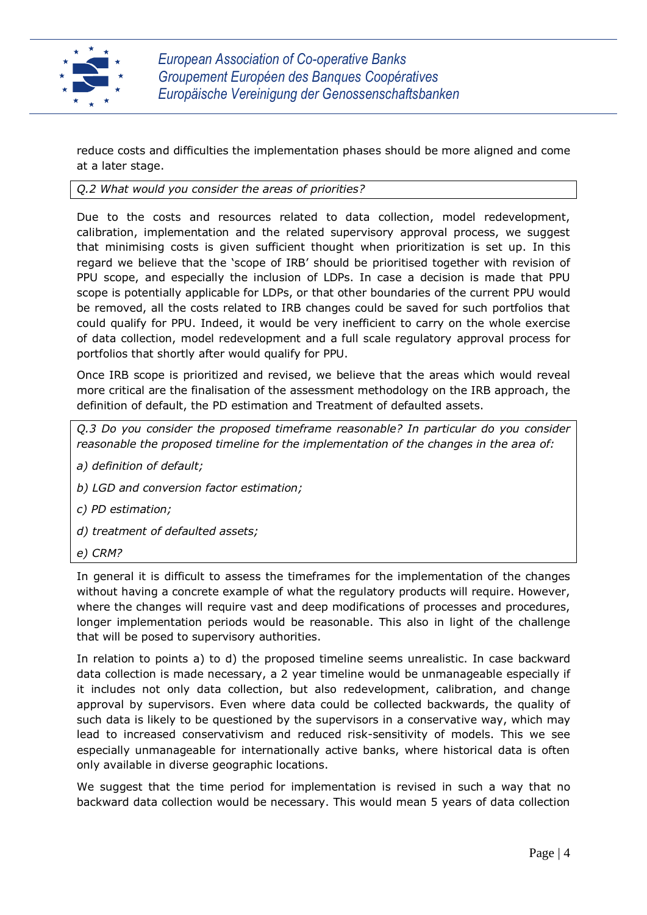reduce costs and difficulties the implementation phases should be more aligned and come at a later stage.

*Q.2 What would you consider the areas of priorities?*

Due to the costs and resources related to data collection, model redevelopment, calibration, implementation and the related supervisory approval process, we suggest that minimising costs is given sufficient thought when prioritization is set up. In this regard we believe that the 'scope of IRB' should be prioritised together with revision of PPU scope, and especially the inclusion of LDPs. In case a decision is made that PPU scope is potentially applicable for LDPs, or that other boundaries of the current PPU would be removed, all the costs related to IRB changes could be saved for such portfolios that could qualify for PPU. Indeed, it would be very inefficient to carry on the whole exercise of data collection, model redevelopment and a full scale regulatory approval process for portfolios that shortly after would qualify for PPU.

Once IRB scope is prioritized and revised, we believe that the areas which would reveal more critical are the finalisation of the assessment methodology on the IRB approach, the definition of default, the PD estimation and Treatment of defaulted assets.

*Q.3 Do you consider the proposed timeframe reasonable? In particular do you consider reasonable the proposed timeline for the implementation of the changes in the area of:*

*a) definition of default;*

*b) LGD and conversion factor estimation;*

*c) PD estimation;*

*d) treatment of defaulted assets;*

*e) CRM?*

In general it is difficult to assess the timeframes for the implementation of the changes without having a concrete example of what the regulatory products will require. However, where the changes will require vast and deep modifications of processes and procedures, longer implementation periods would be reasonable. This also in light of the challenge that will be posed to supervisory authorities.

In relation to points a) to d) the proposed timeline seems unrealistic. In case backward data collection is made necessary, a 2 year timeline would be unmanageable especially if it includes not only data collection, but also redevelopment, calibration, and change approval by supervisors. Even where data could be collected backwards, the quality of such data is likely to be questioned by the supervisors in a conservative way, which may lead to increased conservativism and reduced risk-sensitivity of models. This we see especially unmanageable for internationally active banks, where historical data is often only available in diverse geographic locations.

We suggest that the time period for implementation is revised in such a way that no backward data collection would be necessary. This would mean 5 years of data collection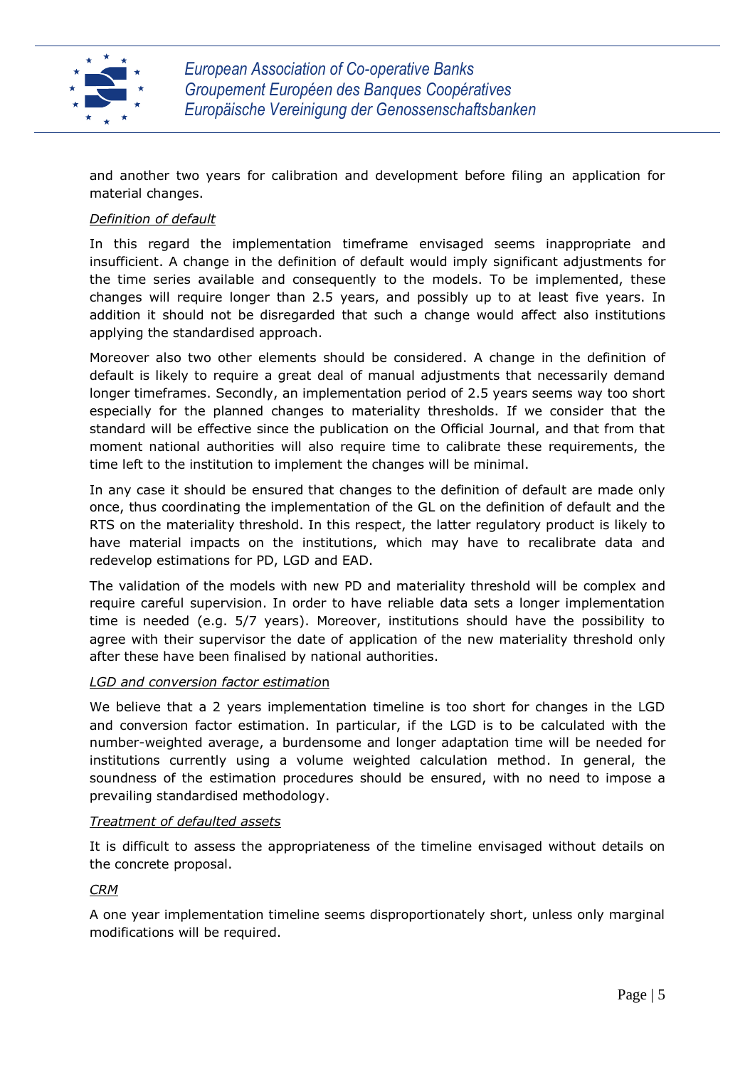and another two years for calibration and development before filing an application for material changes.

*Definition of default*

In this regard the implementation timeframe envisaged seems inappropriate and insufficient. A change in the definition of default would imply significant adjustments for the time series available and consequently to the models. To be implemented, these changes will require longer than 2.5 years, and possibly up to at least five years. In addition it should not be disregarded that such a change would affect also institutions applying the standardised approach.

Moreover also two other elements should be considered. A change in the definition of default is likely to require a great deal of manual adjustments that necessarily demand longer timeframes. Secondly, an implementation period of 2.5 years seems way too short especially for the planned changes to materiality thresholds. If we consider that the standard will be effective since the publication on the Official Journal, and that from that moment national authorities will also require time to calibrate these requirements, the time left to the institution to implement the changes will be minimal.

In any case it should be ensured that changes to the definition of default are made only once, thus coordinating the implementation of the GL on the definition of default and the RTS on the materiality threshold. In this respect, the latter regulatory product is likely to have material impacts on the institutions, which may have to recalibrate data and redevelop estimations for PD, LGD and EAD.

The validation of the models with new PD and materiality threshold will be complex and require careful supervision. In order to have reliable data sets a longer implementation time is needed (e.g. 5/7 years). Moreover, institutions should have the possibility to agree with their supervisor the date of application of the new materiality threshold only after these have been finalised by national authorities.

*LGD and conversion factor estimation*

We believe that a 2 years implementation timeline is too short for changes in the LGD and conversion factor estimation. In particular, if the LGD is to be calculated with the number-weighted average, a burdensome and longer adaptation time will be needed for institutions currently using a volume weighted calculation method. In general, the soundness of the estimation procedures should be ensured, with no need to impose a prevailing standardised methodology.

*Treatment of defaulted assets*

It is difficult to assess the appropriateness of the timeline envisaged without details on the concrete proposal.

*CRM*

A one year implementation timeline seems disproportionately short, unless only marginal modifications will be required.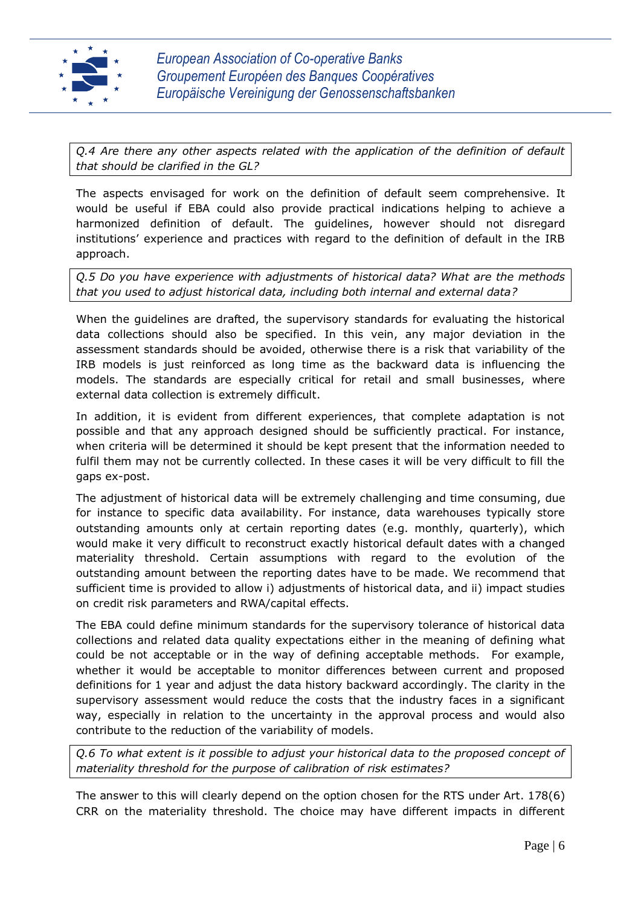*Q.4 Are there any other aspects related with the application of the definition of default that should be clarified in the GL?*

The aspects envisaged for work on the definition of default seem comprehensive. It would be useful if EBA could also provide practical indications helping to achieve a harmonized definition of default. The guidelines, however should not disregard institutions' experience and practices with regard to the definition of default in the IRB approach.

*Q.5 Do you have experience with adjustments of historical data? What are the methods that you used to adjust historical data, including both internal and external data?*

When the guidelines are drafted, the supervisory standards for evaluating the historical data collections should also be specified. In this vein, any major deviation in the assessment standards should be avoided, otherwise there is a risk that variability of the IRB models is just reinforced as long time as the backward data is influencing the models. The standards are especially critical for retail and small businesses, where external data collection is extremely difficult.

In addition, it is evident from different experiences, that complete adaptation is not possible and that any approach designed should be sufficiently practical. For instance, when criteria will be determined it should be kept present that the information needed to fulfil them may not be currently collected. In these cases it will be very difficult to fill the gaps ex-post.

The adjustment of historical data will be extremely challenging and time consuming, due for instance to specific data availability. For instance, data warehouses typically store outstanding amounts only at certain reporting dates (e.g. monthly, quarterly), which would make it very difficult to reconstruct exactly historical default dates with a changed materiality threshold. Certain assumptions with regard to the evolution of the outstanding amount between the reporting dates have to be made. We recommend that sufficient time is provided to allow i) adjustments of historical data, and ii) impact studies on credit risk parameters and RWA/capital effects.

The EBA could define minimum standards for the supervisory tolerance of historical data collections and related data quality expectations either in the meaning of defining what could be not acceptable or in the way of defining acceptable methods. For example, whether it would be acceptable to monitor differences between current and proposed definitions for 1 year and adjust the data history backward accordingly. The clarity in the supervisory assessment would reduce the costs that the industry faces in a significant way, especially in relation to the uncertainty in the approval process and would also contribute to the reduction of the variability of models.

*Q.6 To what extent is it possible to adjust your historical data to the proposed concept of materiality threshold for the purpose of calibration of risk estimates?*

The answer to this will clearly depend on the option chosen for the RTS under Art. 178(6) CRR on the materiality threshold. The choice may have different impacts in different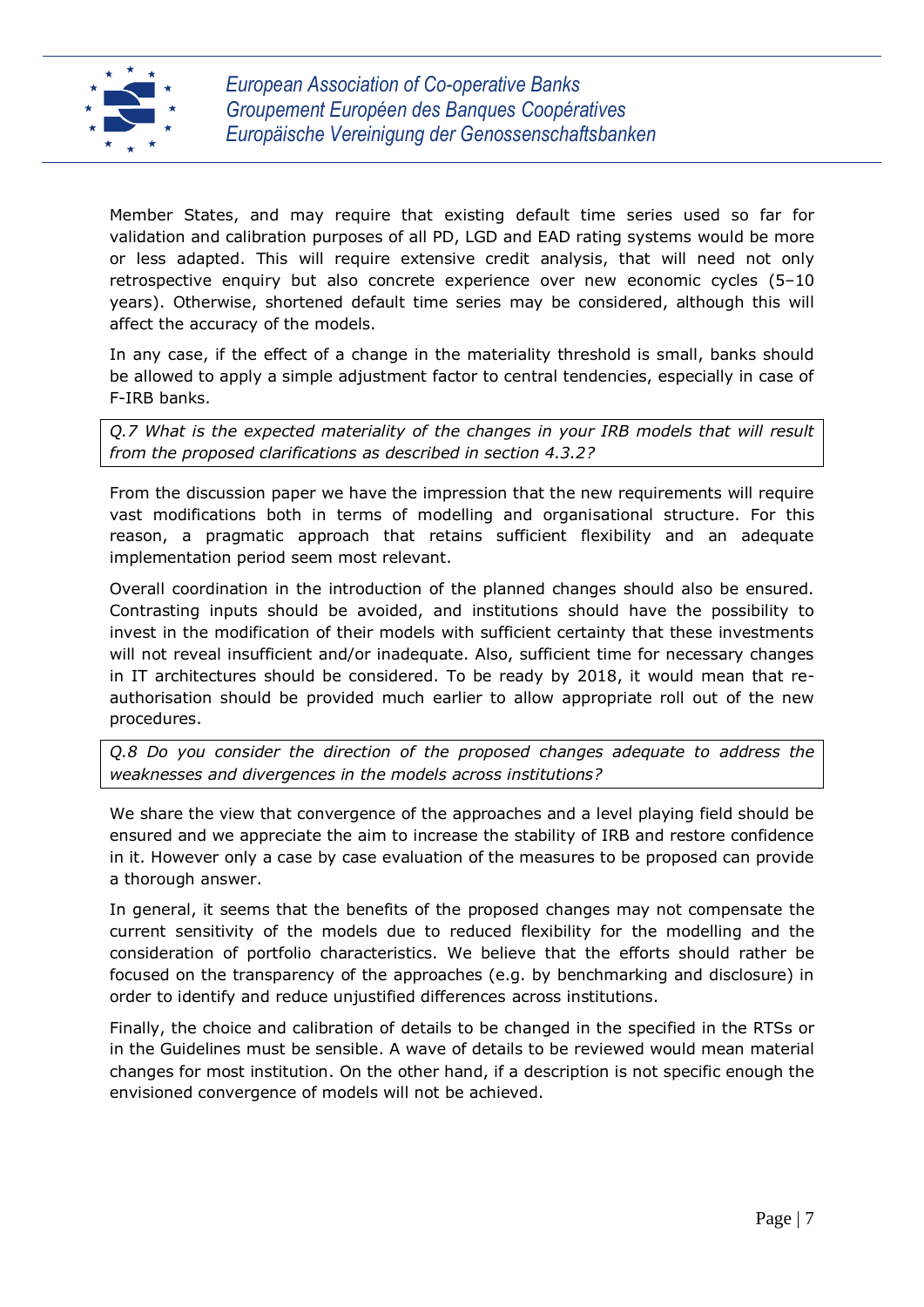Member States, and may require that existing default time series used so far for validation and calibration purposes of all PD, LGD and EAD rating systems would be more or less adapted. This will require extensive credit analysis, that will need not only retrospective enquiry but also concrete experience over new economic cycles (5–10 years). Otherwise, shortened default time series may be considered, although this will affect the accuracy of the models.

In any case, if the effect of a change in the materiality threshold is small, banks should be allowed to apply a simple adjustment factor to central tendencies, especially in case of F-IRB banks.

*Q.7 What is the expected materiality of the changes in your IRB models that will result from the proposed clarifications as described in section 4.3.2?*

From the discussion paper we have the impression that the new requirements will require vast modifications both in terms of modelling and organisational structure. For this reason, a pragmatic approach that retains sufficient flexibility and an adequate implementation period seem most relevant.

Overall coordination in the introduction of the planned changes should also be ensured. Contrasting inputs should be avoided, and institutions should have the possibility to invest in the modification of their models with sufficient certainty that these investments will not reveal insufficient and/or inadequate. Also, sufficient time for necessary changes in IT architectures should be considered. To be ready by 2018, it would mean that re-authorisation should be provided much earlier to allow appropriate roll out of the new procedures.

*Q.8 Do you consider the direction of the proposed changes adequate to address the weaknesses and divergences in the models across institutions?*

We share the view that convergence of the approaches and a level playing field should be ensured and we appreciate the aim to increase the stability of IRB and restore confidence in it. However only a case by case evaluation of the measures to be proposed can provide a thorough answer.

In general, it seems that the benefits of the proposed changes may not compensate the current sensitivity of the models due to reduced flexibility for the modelling and the consideration of portfolio characteristics. We believe that the efforts should rather be focused on the transparency of the approaches (e.g. by benchmarking and disclosure) in order to identify and reduce unjustified differences across institutions.

Finally, the choice and calibration of details to be changed in the specified in the RTSs or in the Guidelines must be sensible. A wave of details to be reviewed would mean material changes for most institution. On the other hand, if a description is not specific enough the envisioned convergence of models will not be achieved.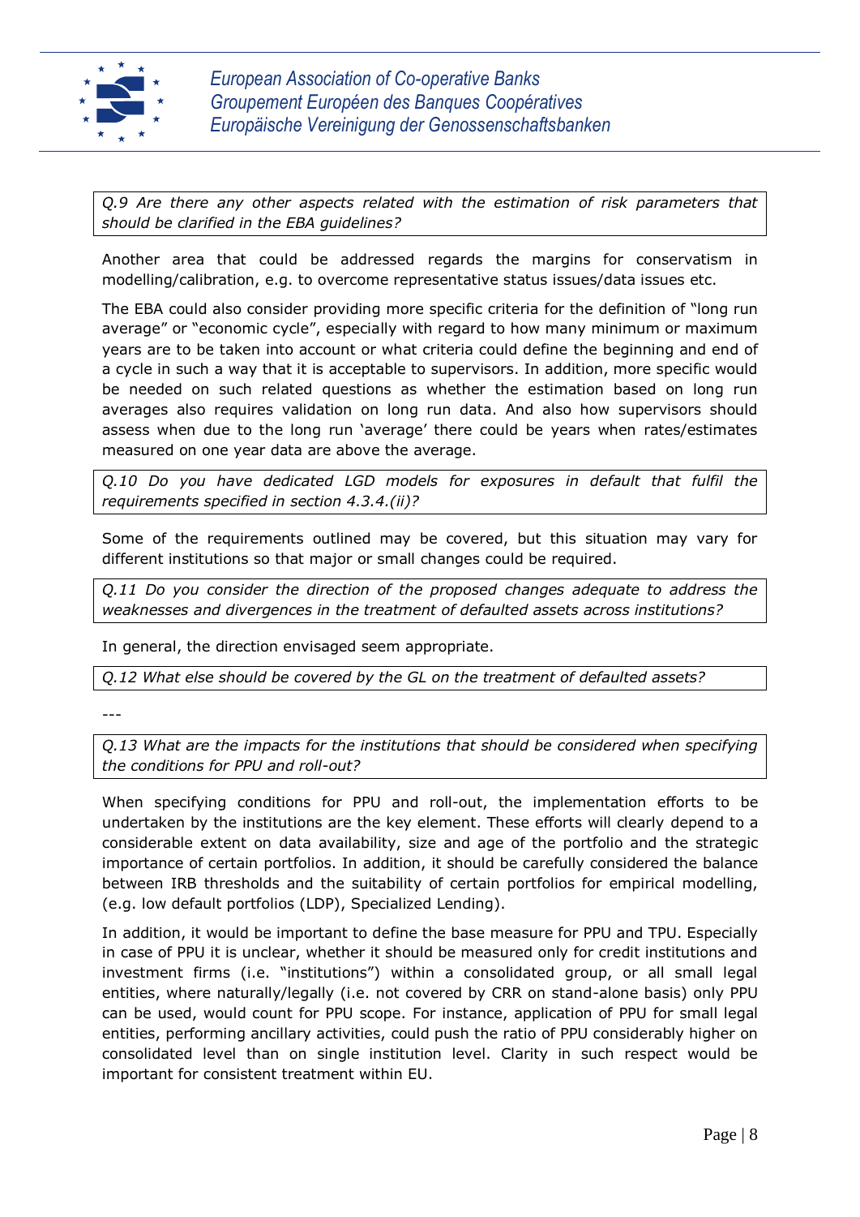*Q.9 Are there any other aspects related with the estimation of risk parameters that should be clarified in the EBA guidelines?*

Another area that could be addressed regards the margins for conservatism in modelling/calibration, e.g. to overcome representative status issues/data issues etc.

The EBA could also consider providing more specific criteria for the definition of "long run average" or "economic cycle", especially with regard to how many minimum or maximum years are to be taken into account or what criteria could define the beginning and end of a cycle in such a way that it is acceptable to supervisors. In addition, more specific would be needed on such related questions as whether the estimation based on long run averages also requires validation on long run data. And also how supervisors should assess when due to the long run 'average' there could be years when rates/estimates measured on one year data are above the average.

*Q.10 Do you have dedicated LGD models for exposures in default that fulfil the requirements specified in section 4.3.4.(ii)?*

Some of the requirements outlined may be covered, but this situation may vary for different institutions so that major or small changes could be required.

*Q.11 Do you consider the direction of the proposed changes adequate to address the weaknesses and divergences in the treatment of defaulted assets across institutions?*

In general, the direction envisaged seem appropriate.

*Q.12 What else should be covered by the GL on the treatment of defaulted assets?*

---

*Q.13 What are the impacts for the institutions that should be considered when specifying the conditions for PPU and roll-out?*

When specifying conditions for PPU and roll-out, the implementation efforts to be undertaken by the institutions are the key element. These efforts will clearly depend to a considerable extent on data availability, size and age of the portfolio and the strategic importance of certain portfolios. In addition, it should be carefully considered the balance between IRB thresholds and the suitability of certain portfolios for empirical modelling, (e.g. low default portfolios (LDP), Specialized Lending).

In addition, it would be important to define the base measure for PPU and TPU. Especially in case of PPU it is unclear, whether it should be measured only for credit institutions and investment firms (i.e. "institutions") within a consolidated group, or all small legal entities, where naturally/legally (i.e. not covered by CRR on stand-alone basis) only PPU can be used, would count for PPU scope. For instance, application of PPU for small legal entities, performing ancillary activities, could push the ratio of PPU considerably higher on consolidated level than on single institution level. Clarity in such respect would be important for consistent treatment within EU.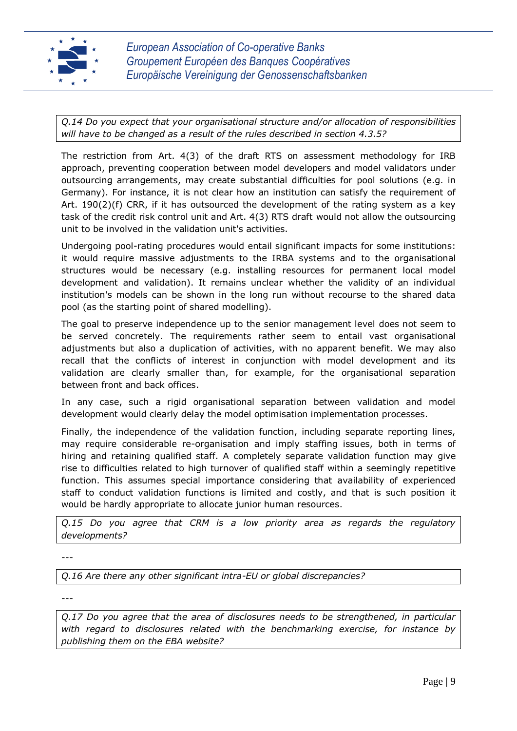*Q.14 Do you expect that your organisational structure and/or allocation of responsibilities will have to be changed as a result of the rules described in section 4.3.5?*

The restriction from Art. 4(3) of the draft RTS on assessment methodology for IRB approach, preventing cooperation between model developers and model validators under outsourcing arrangements, may create substantial difficulties for pool solutions (e.g. in Germany). For instance, it is not clear how an institution can satisfy the requirement of Art. 190(2)(f) CRR, if it has outsourced the development of the rating system as a key task of the credit risk control unit and Art. 4(3) RTS draft would not allow the outsourcing unit to be involved in the validation unit's activities.

Undergoing pool-rating procedures would entail significant impacts for some institutions: it would require massive adjustments to the IRBA systems and to the organisational structures would be necessary (e.g. installing resources for permanent local model development and validation). It remains unclear whether the validity of an individual institution's models can be shown in the long run without recourse to the shared data pool (as the starting point of shared modelling).

The goal to preserve independence up to the senior management level does not seem to be served concretely. The requirements rather seem to entail vast organisational adjustments but also a duplication of activities, with no apparent benefit. We may also recall that the conflicts of interest in conjunction with model development and its validation are clearly smaller than, for example, for the organisational separation between front and back offices.

In any case, such a rigid organisational separation between validation and model development would clearly delay the model optimisation implementation processes.

Finally, the independence of the validation function, including separate reporting lines, may require considerable re-organisation and imply staffing issues, both in terms of hiring and retaining qualified staff. A completely separate validation function may give rise to difficulties related to high turnover of qualified staff within a seemingly repetitive function. This assumes special importance considering that availability of experienced staff to conduct validation functions is limited and costly, and that is such position it would be hardly appropriate to allocate junior human resources.

*Q.15 Do you agree that CRM is a low priority area as regards the regulatory developments?*

---

*Q.16 Are there any other significant intra-EU or global discrepancies?*

---

*Q.17 Do you agree that the area of disclosures needs to be strengthened, in particular with regard to disclosures related with the benchmarking exercise, for instance by publishing them on the EBA website?*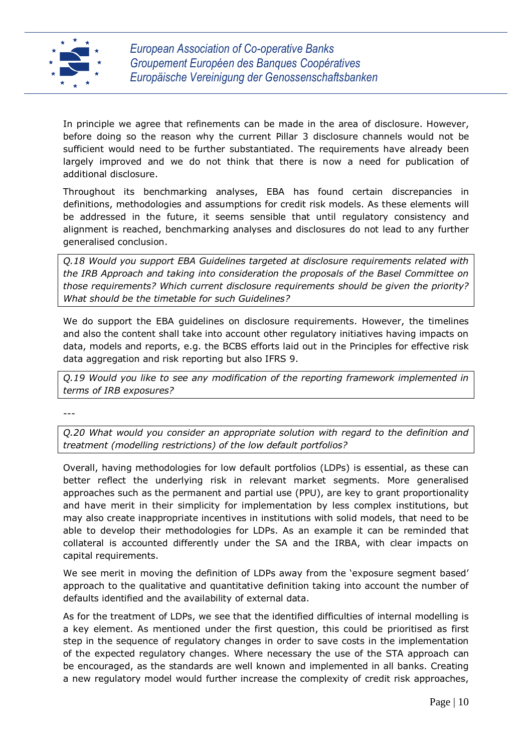In principle we agree that refinements can be made in the area of disclosure. However, before doing so the reason why the current Pillar 3 disclosure channels would not be sufficient would need to be further substantiated. The requirements have already been largely improved and we do not think that there is now a need for publication of additional disclosure.

Throughout its benchmarking analyses, EBA has found certain discrepancies in definitions, methodologies and assumptions for credit risk models. As these elements will be addressed in the future, it seems sensible that until regulatory consistency and alignment is reached, benchmarking analyses and disclosures do not lead to any further generalised conclusion.

*Q.18 Would you support EBA Guidelines targeted at disclosure requirements related with the IRB Approach and taking into consideration the proposals of the Basel Committee on those requirements? Which current disclosure requirements should be given the priority? What should be the timetable for such Guidelines?*

We do support the EBA guidelines on disclosure requirements. However, the timelines and also the content shall take into account other regulatory initiatives having impacts on data, models and reports, e.g. the BCBS efforts laid out in the Principles for effective risk data aggregation and risk reporting but also IFRS 9.

*Q.19 Would you like to see any modification of the reporting framework implemented in terms of IRB exposures?*

---

*Q.20 What would you consider an appropriate solution with regard to the definition and treatment (modelling restrictions) of the low default portfolios?*

Overall, having methodologies for low default portfolios (LDPs) is essential, as these can better reflect the underlying risk in relevant market segments. More generalised approaches such as the permanent and partial use (PPU), are key to grant proportionality and have merit in their simplicity for implementation by less complex institutions, but may also create inappropriate incentives in institutions with solid models, that need to be able to develop their methodologies for LDPs. As an example it can be reminded that collateral is accounted differently under the SA and the IRBA, with clear impacts on capital requirements.

We see merit in moving the definition of LDPs away from the 'exposure segment based' approach to the qualitative and quantitative definition taking into account the number of defaults identified and the availability of external data.

As for the treatment of LDPs, we see that the identified difficulties of internal modelling is a key element. As mentioned under the first question, this could be prioritised as first step in the sequence of regulatory changes in order to save costs in the implementation of the expected regulatory changes. Where necessary the use of the STA approach can be encouraged, as the standards are well known and implemented in all banks. Creating a new regulatory model would further increase the complexity of credit risk approaches,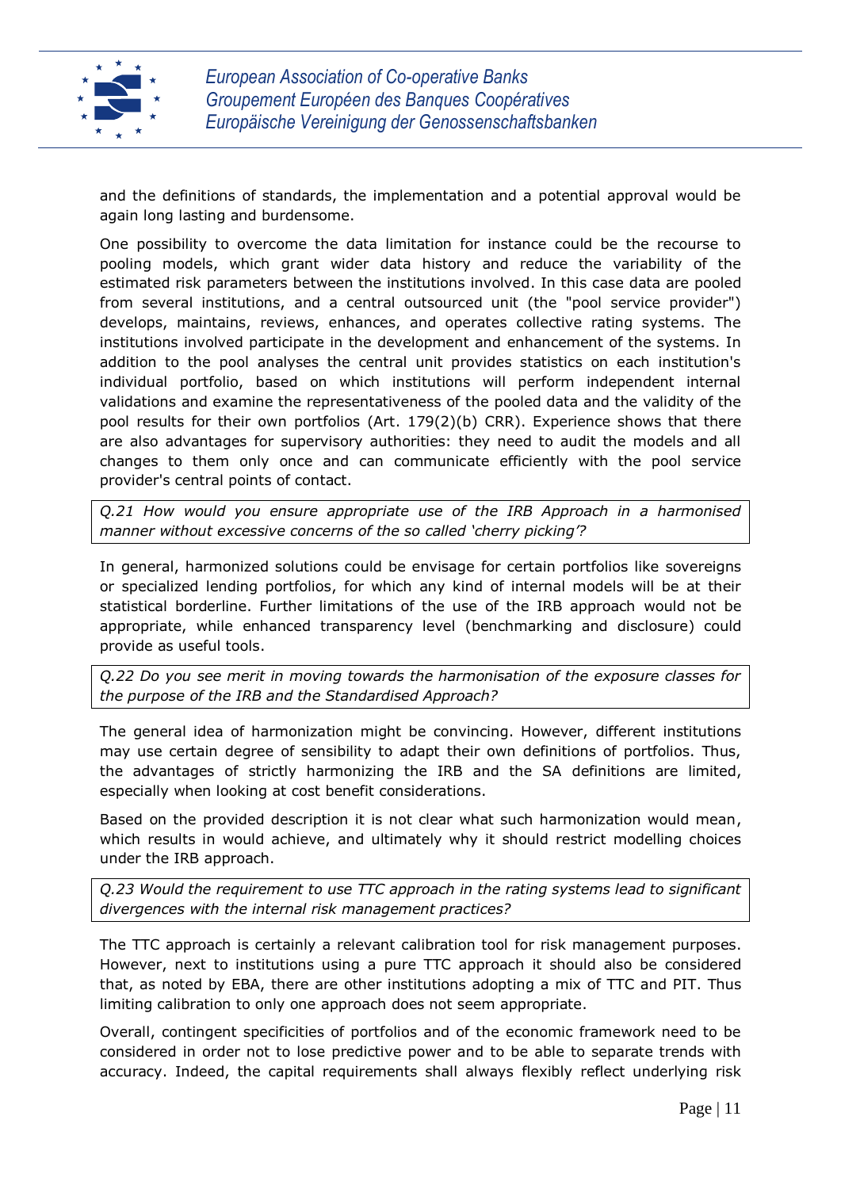and the definitions of standards, the implementation and a potential approval would be again long lasting and burdensome.

One possibility to overcome the data limitation for instance could be the recourse to pooling models, which grant wider data history and reduce the variability of the estimated risk parameters between the institutions involved. In this case data are pooled from several institutions, and a central outsourced unit (the "pool service provider") develops, maintains, reviews, enhances, and operates collective rating systems. The institutions involved participate in the development and enhancement of the systems. In addition to the pool analyses the central unit provides statistics on each institution's individual portfolio, based on which institutions will perform independent internal validations and examine the representativeness of the pooled data and the validity of the pool results for their own portfolios (Art. 179(2)(b) CRR). Experience shows that there are also advantages for supervisory authorities: they need to audit the models and all changes to them only once and can communicate efficiently with the pool service provider's central points of contact.

*Q.21 How would you ensure appropriate use of the IRB Approach in a harmonised manner without excessive concerns of the so called 'cherry picking'?*

In general, harmonized solutions could be envisage for certain portfolios like sovereigns or specialized lending portfolios, for which any kind of internal models will be at their statistical borderline. Further limitations of the use of the IRB approach would not be appropriate, while enhanced transparency level (benchmarking and disclosure) could provide as useful tools.

*Q.22 Do you see merit in moving towards the harmonisation of the exposure classes for the purpose of the IRB and the Standardised Approach?*

The general idea of harmonization might be convincing. However, different institutions may use certain degree of sensibility to adapt their own definitions of portfolios. Thus, the advantages of strictly harmonizing the IRB and the SA definitions are limited, especially when looking at cost benefit considerations.

Based on the provided description it is not clear what such harmonization would mean, which results in would achieve, and ultimately why it should restrict modelling choices under the IRB approach.

*Q.23 Would the requirement to use TTC approach in the rating systems lead to significant divergences with the internal risk management practices?*

The TTC approach is certainly a relevant calibration tool for risk management purposes. However, next to institutions using a pure TTC approach it should also be considered that, as noted by EBA, there are other institutions adopting a mix of TTC and PIT. Thus limiting calibration to only one approach does not seem appropriate.

Overall, contingent specificities of portfolios and of the economic framework need to be considered in order not to lose predictive power and to be able to separate trends with accuracy. Indeed, the capital requirements shall always flexibly reflect underlying risk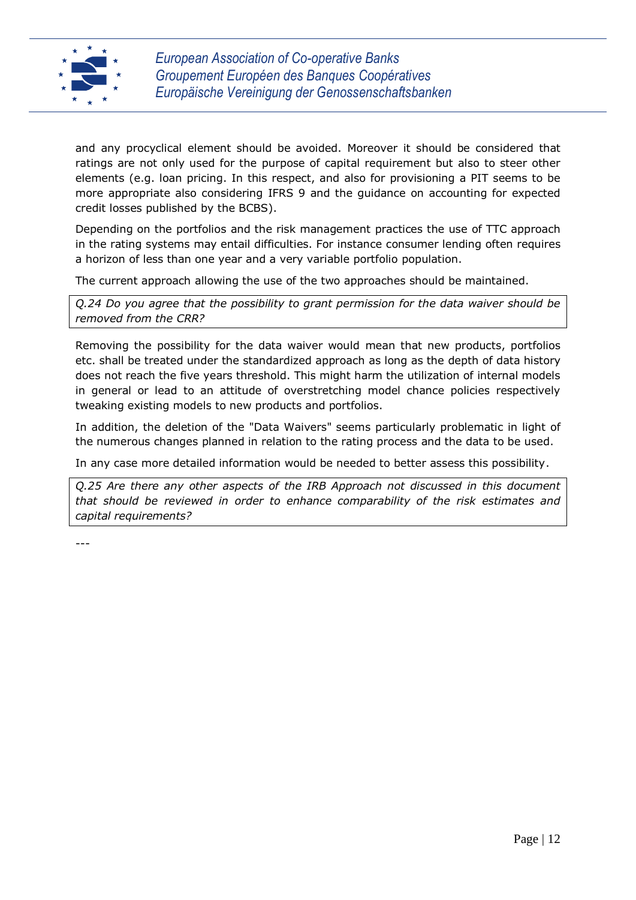and any procyclical element should be avoided. Moreover it should be considered that ratings are not only used for the purpose of capital requirement but also to steer other elements (e.g. loan pricing. In this respect, and also for provisioning a PIT seems to be more appropriate also considering IFRS 9 and the guidance on accounting for expected credit losses published by the BCBS).

Depending on the portfolios and the risk management practices the use of TTC approach in the rating systems may entail difficulties. For instance consumer lending often requires a horizon of less than one year and a very variable portfolio population.

The current approach allowing the use of the two approaches should be maintained.

*Q.24 Do you agree that the possibility to grant permission for the data waiver should be removed from the CRR?*

Removing the possibility for the data waiver would mean that new products, portfolios etc. shall be treated under the standardized approach as long as the depth of data history does not reach the five years threshold. This might harm the utilization of internal models in general or lead to an attitude of overstretching model chance policies respectively tweaking existing models to new products and portfolios.

In addition, the deletion of the "Data Waivers" seems particularly problematic in light of the numerous changes planned in relation to the rating process and the data to be used.

In any case more detailed information would be needed to better assess this possibility.

*Q.25 Are there any other aspects of the IRB Approach not discussed in this document that should be reviewed in order to enhance comparability of the risk estimates and capital requirements?*

---